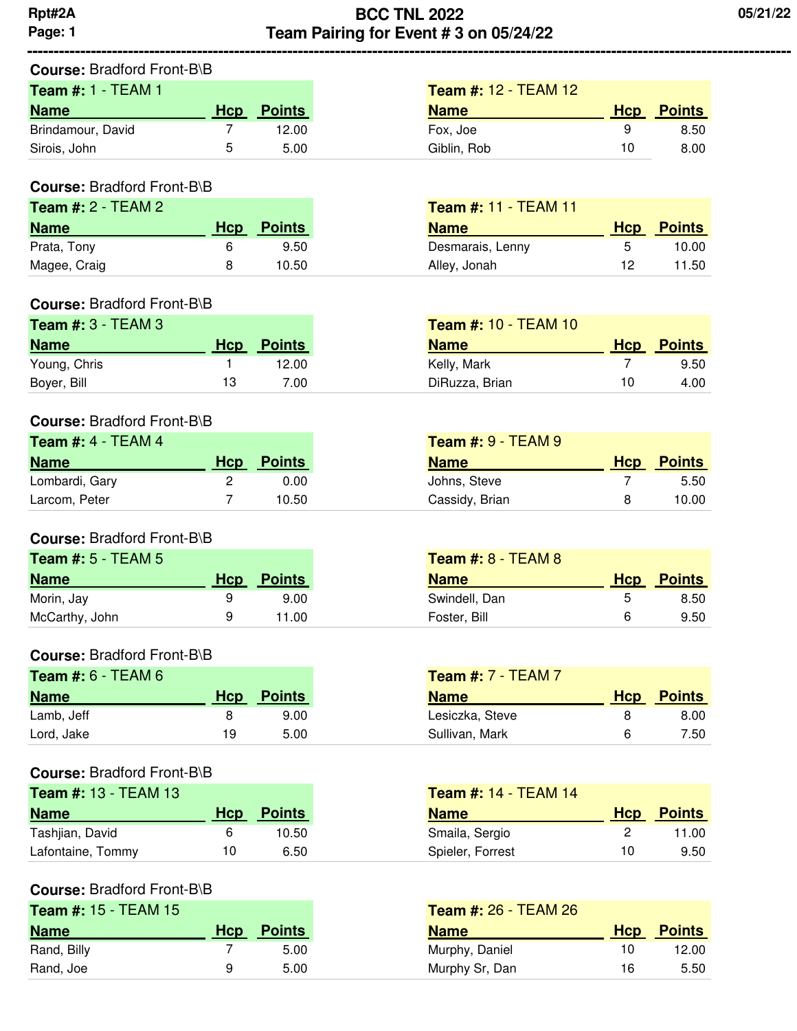Rpt#2A
Page: 1

# BCC TNL 2022
## Team Pairing for Event # 3 on 05/24/22

05/21/22

**Course:** Bradford Front-B\B

**Team #:** 1 - TEAM 1

| Name | Hcp | Points |
|---|---|---|
| Brindamour, David | 7 | 12.00 |
| Sirois, John | 5 | 5.00 |

**Team #:** 12 - TEAM 12

| Name | Hcp | Points |
|---|---|---|
| Fox, Joe | 9 | 8.50 |
| Giblin, Rob | 10 | 8.00 |

**Course:** Bradford Front-B\B

**Team #:** 2 - TEAM 2

| Name | Hcp | Points |
|---|---|---|
| Prata, Tony | 6 | 9.50 |
| Magee, Craig | 8 | 10.50 |

**Team #:** 11 - TEAM 11

| Name | Hcp | Points |
|---|---|---|
| Desmarais, Lenny | 5 | 10.00 |
| Alley, Jonah | 12 | 11.50 |

**Course:** Bradford Front-B\B

**Team #:** 3 - TEAM 3

| Name | Hcp | Points |
|---|---|---|
| Young, Chris | 1 | 12.00 |
| Boyer, Bill | 13 | 7.00 |

**Team #:** 10 - TEAM 10

| Name | Hcp | Points |
|---|---|---|
| Kelly, Mark | 7 | 9.50 |
| DiRuzza, Brian | 10 | 4.00 |

**Course:** Bradford Front-B\B

**Team #:** 4 - TEAM 4

| Name | Hcp | Points |
|---|---|---|
| Lombardi, Gary | 2 | 0.00 |
| Larcom, Peter | 7 | 10.50 |

**Team #:** 9 - TEAM 9

| Name | Hcp | Points |
|---|---|---|
| Johns, Steve | 7 | 5.50 |
| Cassidy, Brian | 8 | 10.00 |

**Course:** Bradford Front-B\B

**Team #:** 5 - TEAM 5

| Name | Hcp | Points |
|---|---|---|
| Morin, Jay | 9 | 9.00 |
| McCarthy, John | 9 | 11.00 |

**Team #:** 8 - TEAM 8

| Name | Hcp | Points |
|---|---|---|
| Swindell, Dan | 5 | 8.50 |
| Foster, Bill | 6 | 9.50 |

**Course:** Bradford Front-B\B

**Team #:** 6 - TEAM 6

| Name | Hcp | Points |
|---|---|---|
| Lamb, Jeff | 8 | 9.00 |
| Lord, Jake | 19 | 5.00 |

**Team #:** 7 - TEAM 7

| Name | Hcp | Points |
|---|---|---|
| Lesiczka, Steve | 8 | 8.00 |
| Sullivan, Mark | 6 | 7.50 |

**Course:** Bradford Front-B\B

**Team #:** 13 - TEAM 13

| Name | Hcp | Points |
|---|---|---|
| Tashjian, David | 6 | 10.50 |
| Lafontaine, Tommy | 10 | 6.50 |

**Team #:** 14 - TEAM 14

| Name | Hcp | Points |
|---|---|---|
| Smaila, Sergio | 2 | 11.00 |
| Spieler, Forrest | 10 | 9.50 |

**Course:** Bradford Front-B\B

**Team #:** 15 - TEAM 15

| Name | Hcp | Points |
|---|---|---|
| Rand, Billy | 7 | 5.00 |
| Rand, Joe | 9 | 5.00 |

**Team #:** 26 - TEAM 26

| Name | Hcp | Points |
|---|---|---|
| Murphy, Daniel | 10 | 12.00 |
| Murphy Sr, Dan | 16 | 5.50 |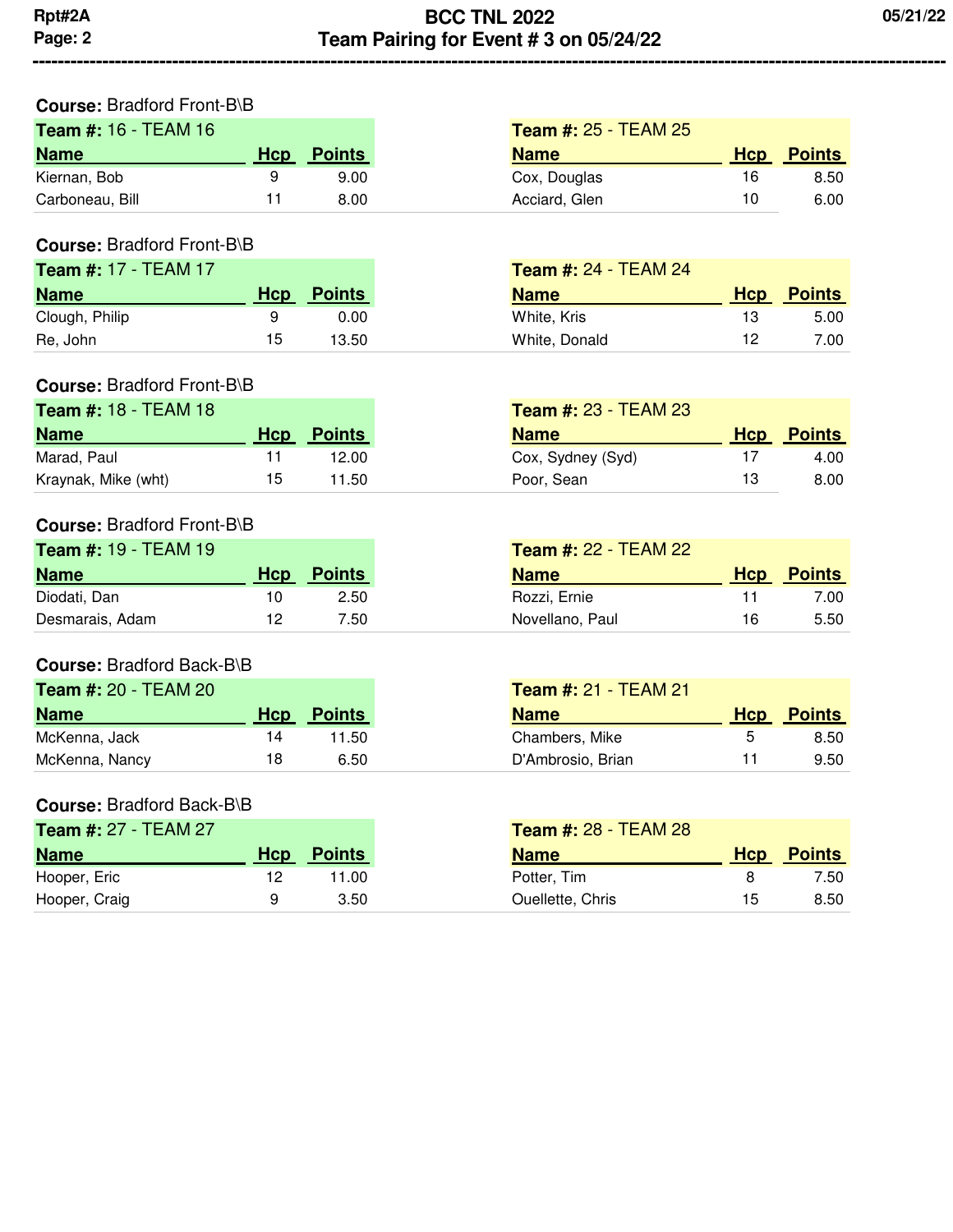# BCC TNL 2022
## Team Pairing for Event # 3 on 05/24/22

**Course:** Bradford Front-B\B

| **Team #:** 16 - TEAM 16 | | | **Team #:** 25 - TEAM 25 | | |
|---|---|---|---|---|---|
| **Name** | **Hcp** | **Points** | **Name** | **Hcp** | **Points** |
| Kiernan, Bob | 9 | 9.00 | Cox, Douglas | 16 | 8.50 |
| Carboneau, Bill | 11 | 8.00 | Acciard, Glen | 10 | 6.00 |

**Course:** Bradford Front-B\B

| **Team #:** 17 - TEAM 17 | | | **Team #:** 24 - TEAM 24 | | |
|---|---|---|---|---|---|
| **Name** | **Hcp** | **Points** | **Name** | **Hcp** | **Points** |
| Clough, Philip | 9 | 0.00 | White, Kris | 13 | 5.00 |
| Re, John | 15 | 13.50 | White, Donald | 12 | 7.00 |

**Course:** Bradford Front-B\B

| **Team #:** 18 - TEAM 18 | | | **Team #:** 23 - TEAM 23 | | |
|---|---|---|---|---|---|
| **Name** | **Hcp** | **Points** | **Name** | **Hcp** | **Points** |
| Marad, Paul | 11 | 12.00 | Cox, Sydney (Syd) | 17 | 4.00 |
| Kraynak, Mike (wht) | 15 | 11.50 | Poor, Sean | 13 | 8.00 |

**Course:** Bradford Front-B\B

| **Team #:** 19 - TEAM 19 | | | **Team #:** 22 - TEAM 22 | | |
|---|---|---|---|---|---|
| **Name** | **Hcp** | **Points** | **Name** | **Hcp** | **Points** |
| Diodati, Dan | 10 | 2.50 | Rozzi, Ernie | 11 | 7.00 |
| Desmarais, Adam | 12 | 7.50 | Novellano, Paul | 16 | 5.50 |

**Course:** Bradford Back-B\B

| **Team #:** 20 - TEAM 20 | | | **Team #:** 21 - TEAM 21 | | |
|---|---|---|---|---|---|
| **Name** | **Hcp** | **Points** | **Name** | **Hcp** | **Points** |
| McKenna, Jack | 14 | 11.50 | Chambers, Mike | 5 | 8.50 |
| McKenna, Nancy | 18 | 6.50 | D'Ambrosio, Brian | 11 | 9.50 |

**Course:** Bradford Back-B\B

| **Team #:** 27 - TEAM 27 | | | **Team #:** 28 - TEAM 28 | | |
|---|---|---|---|---|---|
| **Name** | **Hcp** | **Points** | **Name** | **Hcp** | **Points** |
| Hooper, Eric | 12 | 11.00 | Potter, Tim | 8 | 7.50 |
| Hooper, Craig | 9 | 3.50 | Ouellette, Chris | 15 | 8.50 |